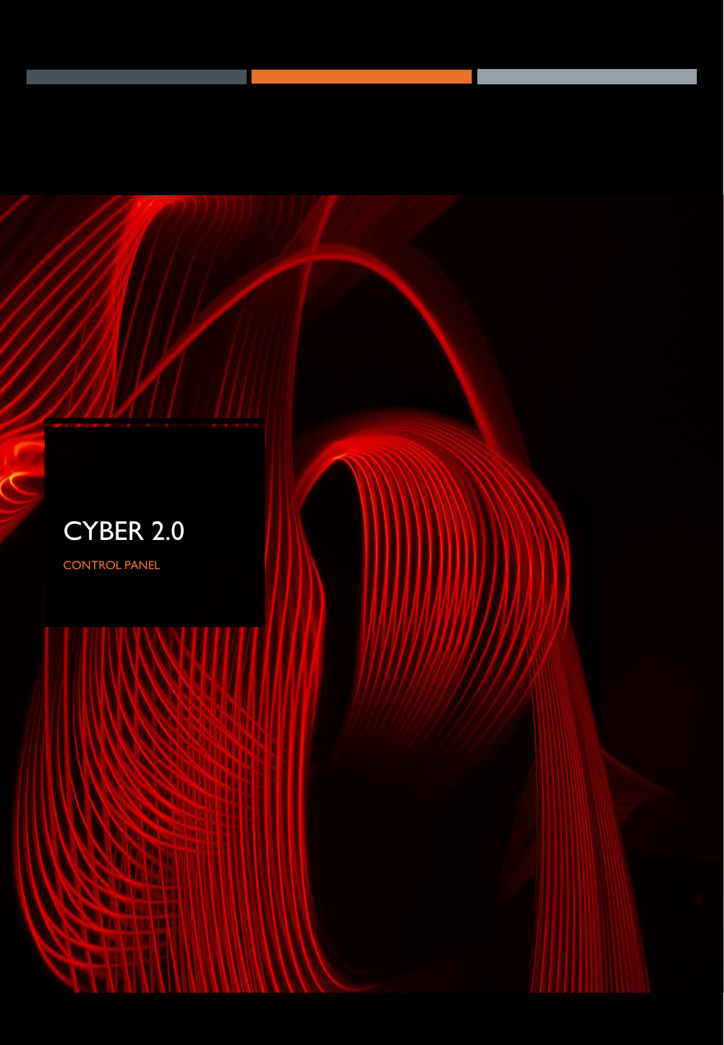# CYBER 2.0

CONTROL PANEL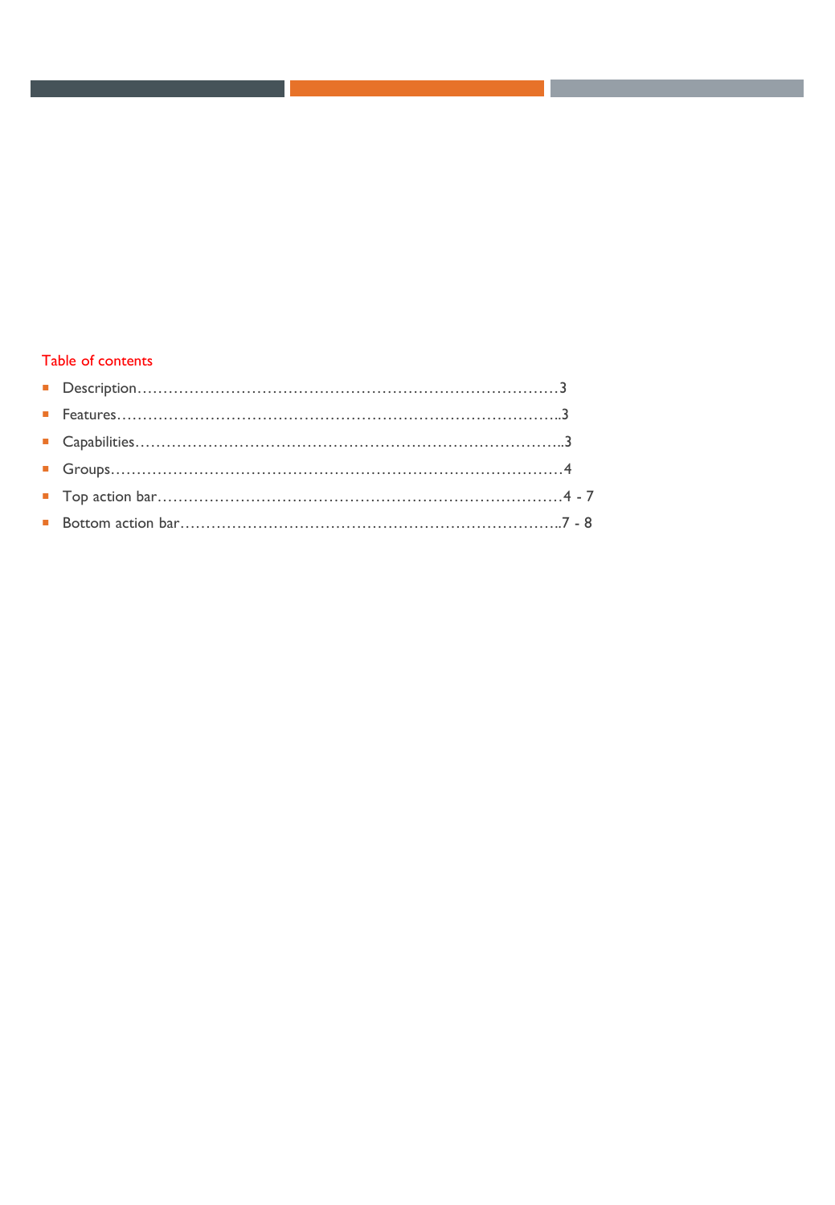## Table of contents

- Description…………………………………………………………………………3
- Features……………………………………………………………………………..3
- Capabilities………………………………………………………………………..3
- Groups………………………………………………………………………………4
- Top action bar……………………………………………………………………4 - 7
- Bottom action bar……………………………………………………………..7 - 8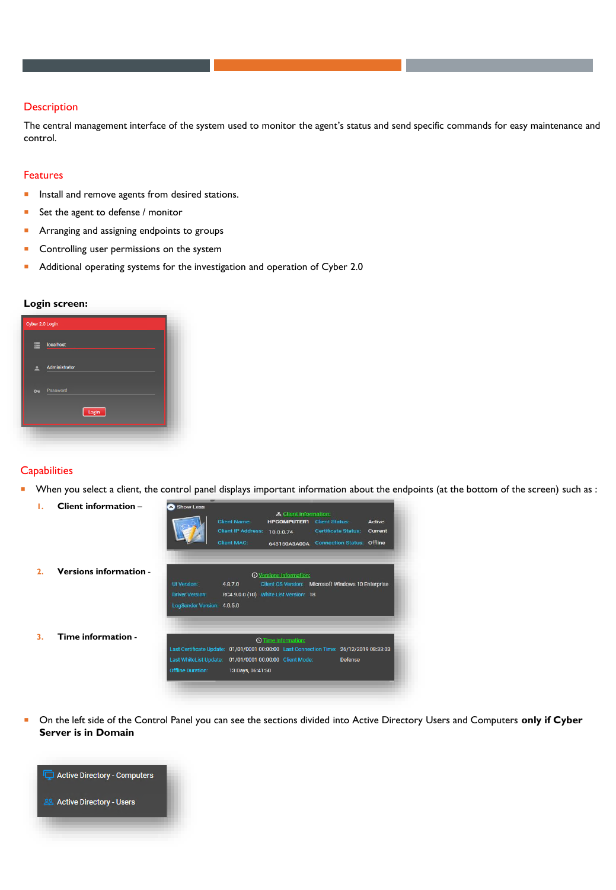## Description

The central management interface of the system used to monitor the agent's status and send specific commands for easy maintenance and control.

## Features

- Install and remove agents from desired stations.
- Set the agent to defense / monitor
- Arranging and assigning endpoints to groups
- Controlling user permissions on the system
- Additional operating systems for the investigation and operation of Cyber 2.0

**Login screen:**

## Capabilities

- When you select a client, the control panel displays important information about the endpoints (at the bottom of the screen) such as :
  1. **Client information** –
  2. **Versions information** -
  3. **Time information** -
- On the left side of the Control Panel you can see the sections divided into Active Directory Users and Computers **only if Cyber Server is in Domain**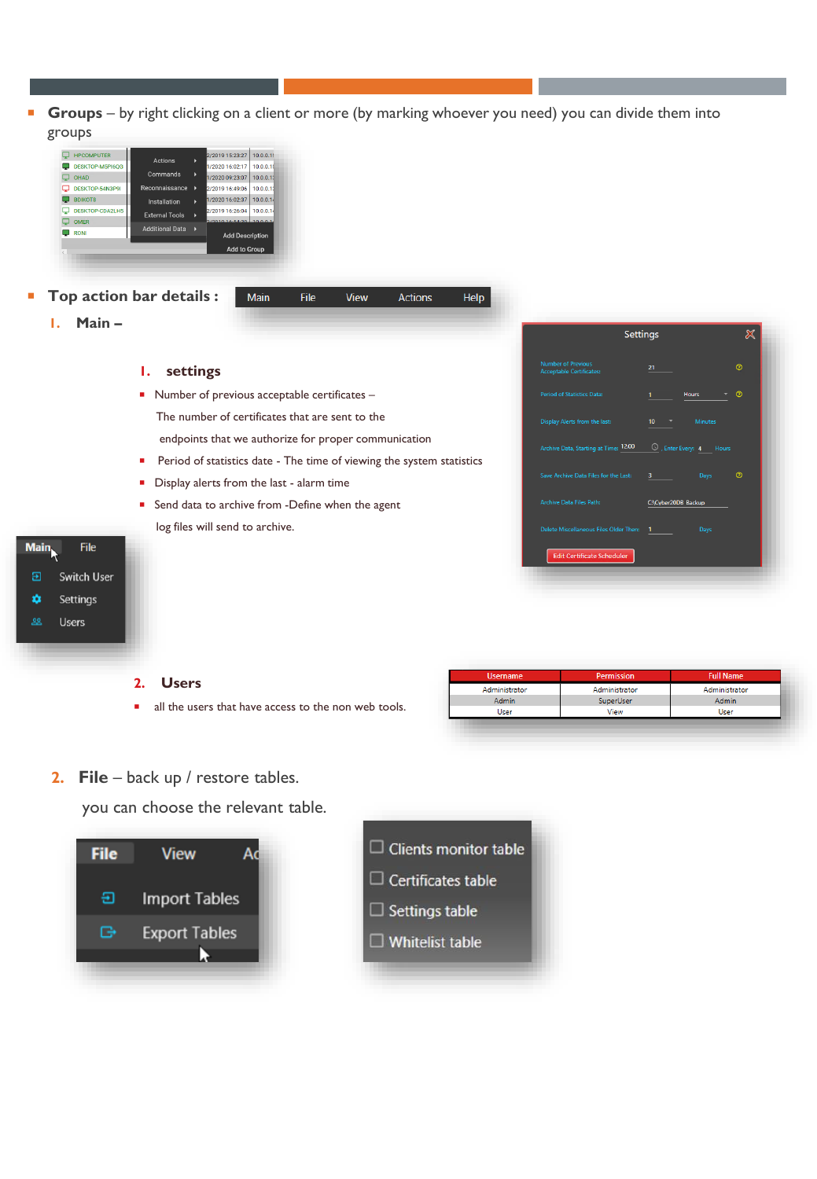- **Groups** – by right clicking on a client or more (by marking whoever you need) you can divide them into groups

- **Top action bar details :**

1. **Main –**

   1. **settings**
      - Number of previous acceptable certificates – The number of certificates that are sent to the endpoints that we authorize for proper communication
      - Period of statistics date - The time of viewing the system statistics
      - Display alerts from the last - alarm time
      - Send data to archive from -Define when the agent log files will send to archive.

   2. **Users**
      - all the users that have access to the non web tools.

| Username | Permission | Full Name |
|---|---|---|
| Administrator | Administrator | Administrator |
| Admin | SuperUser | Admin |
| User | View | User |

2. **File** – back up / restore tables.

   you can choose the relevant table.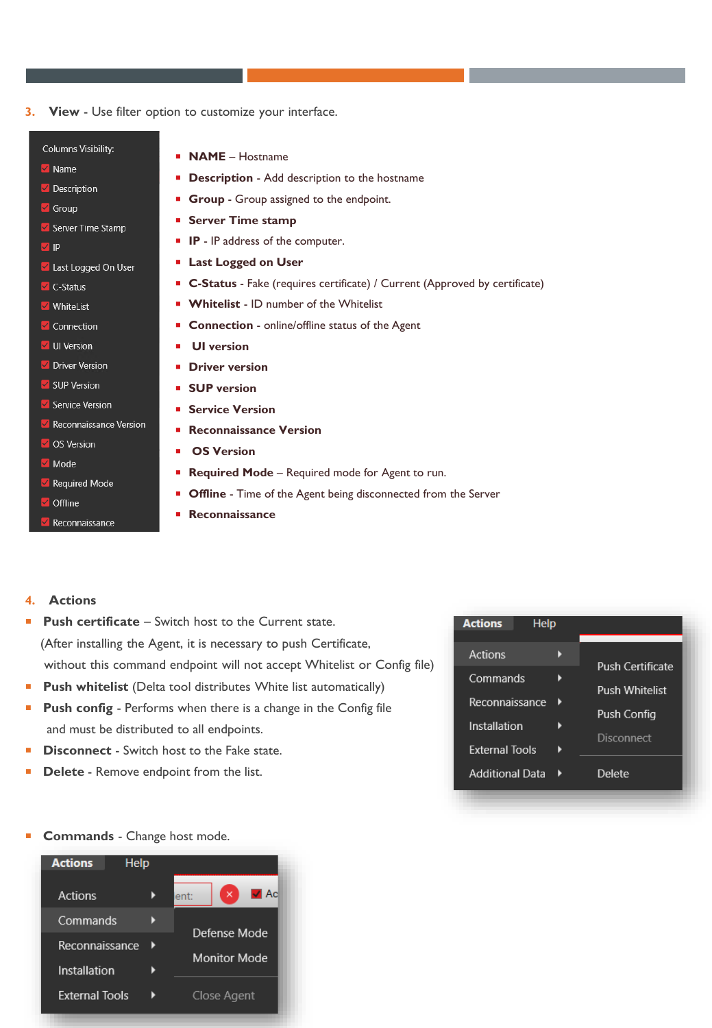3. **View** - Use filter option to customize your interface.

Columns Visibility:
- Name
- Description
- Group
- Server Time Stamp
- IP
- Last Logged On User
- C-Status
- WhiteList
- Connection
- UI Version
- Driver Version
- SUP Version
- Service Version
- Reconnaissance Version
- OS Version
- Mode
- Required Mode
- Offline
- Reconnaissance

- **NAME** – Hostname
- **Description** - Add description to the hostname
- **Group** - Group assigned to the endpoint.
- **Server Time stamp**
- **IP** - IP address of the computer.
- **Last Logged on User**
- **C-Status** - Fake (requires certificate) / Current (Approved by certificate)
- **Whitelist** - ID number of the Whitelist
- **Connection** - online/offline status of the Agent
- **UI version**
- **Driver version**
- **SUP version**
- **Service Version**
- **Reconnaissance Version**
- **OS Version**
- **Required Mode** – Required mode for Agent to run.
- **Offline** - Time of the Agent being disconnected from the Server
- **Reconnaissance**

4. **Actions**

- **Push certificate** – Switch host to the Current state.
  (After installing the Agent, it is necessary to push Certificate, without this command endpoint will not accept Whitelist or Config file)
- **Push whitelist** (Delta tool distributes White list automatically)
- **Push config** - Performs when there is a change in the Config file and must be distributed to all endpoints.
- **Disconnect** - Switch host to the Fake state.
- **Delete** - Remove endpoint from the list.

Actions | Help
- Actions ▸ Push Certificate, Push Whitelist, Push Config, Disconnect, Delete
- Commands ▸
- Reconnaissance ▸
- Installation ▸
- External Tools ▸
- Additional Data ▸

- **Commands** - Change host mode.

Actions | Help
- Actions ▸
- Commands ▸ Defense Mode, Monitor Mode, Close Agent
- Reconnaissance ▸
- Installation ▸
- External Tools ▸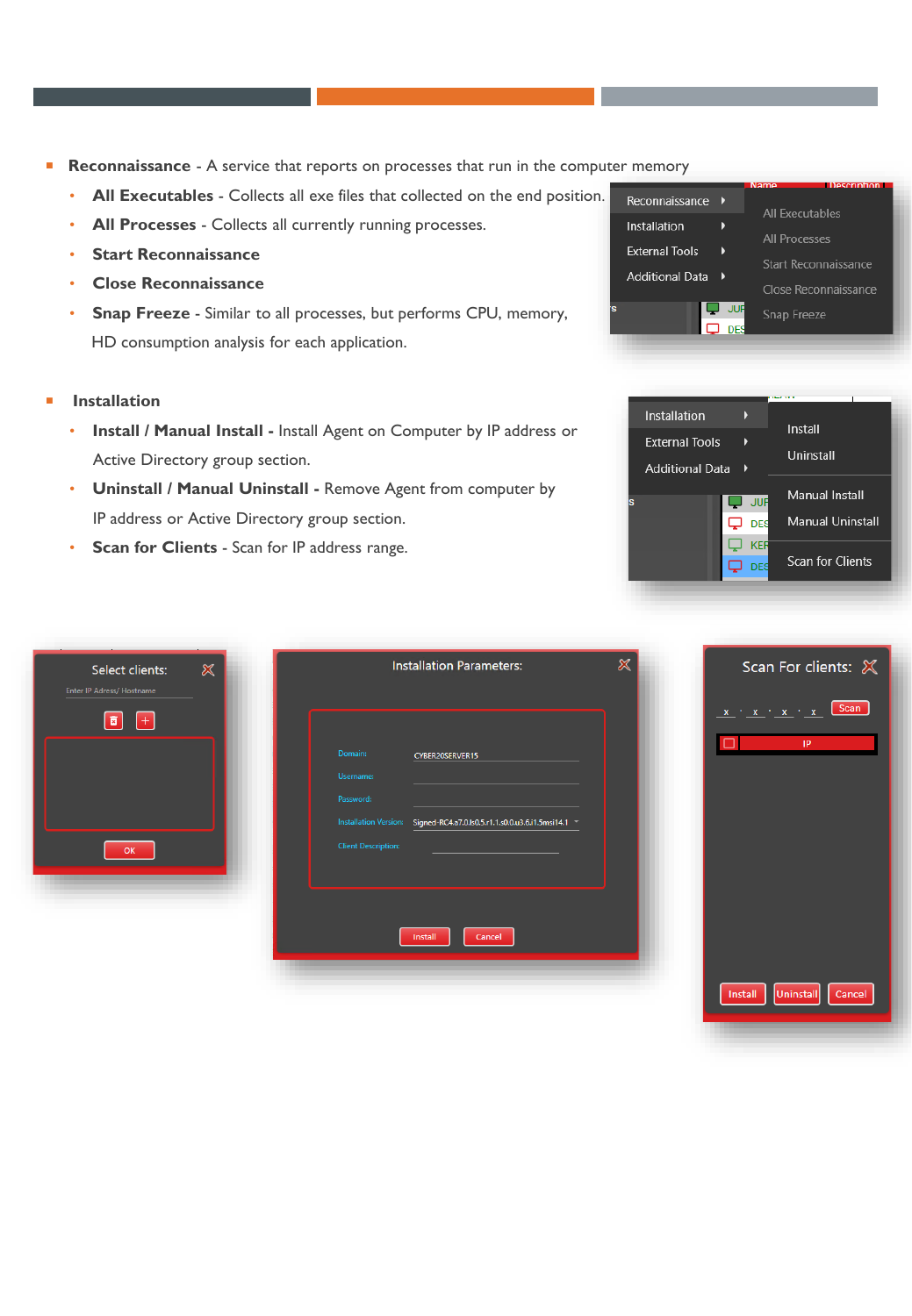- **Reconnaissance** - A service that reports on processes that run in the computer memory
  - **All Executables** - Collects all exe files that collected on the end position.
  - **All Processes** - Collects all currently running processes.
  - **Start Reconnaissance**
  - **Close Reconnaissance**
  - **Snap Freeze** - Similar to all processes, but performs CPU, memory, HD consumption analysis for each application.

- **Installation**
  - **Install / Manual Install -** Install Agent on Computer by IP address or Active Directory group section.
  - **Uninstall / Manual Uninstall -** Remove Agent from computer by IP address or Active Directory group section.
  - **Scan for Clients** - Scan for IP address range.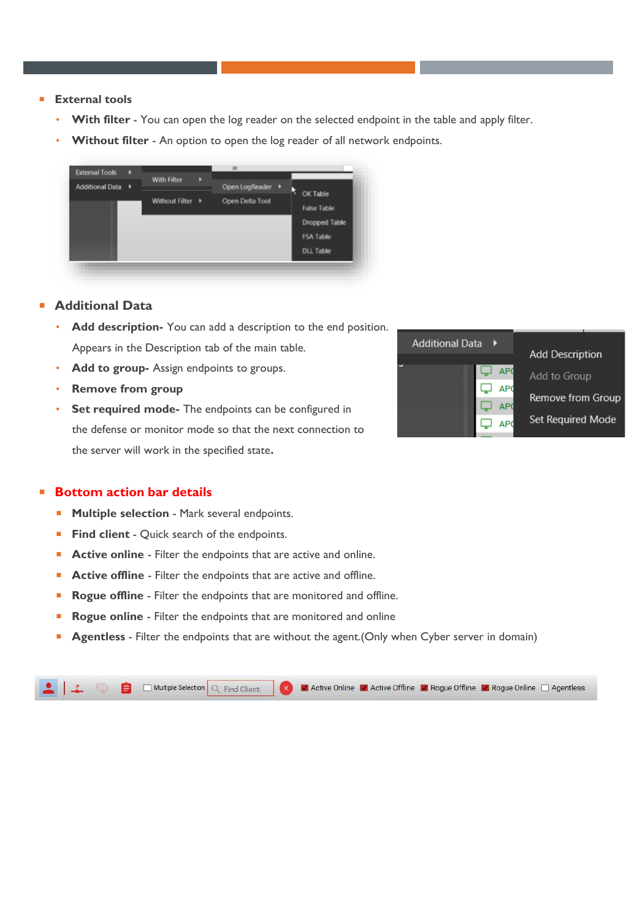- **External tools**
  - **With filter** - You can open the log reader on the selected endpoint in the table and apply filter.
  - **Without filter** - An option to open the log reader of all network endpoints.

- **Additional Data**
  - **Add description-** You can add a description to the end position. Appears in the Description tab of the main table.
  - **Add to group-** Assign endpoints to groups.
  - **Remove from group**
  - **Set required mode-** The endpoints can be configured in the defense or monitor mode so that the next connection to the server will work in the specified state.

- **Bottom action bar details**
  - **Multiple selection** - Mark several endpoints.
  - **Find client** - Quick search of the endpoints.
  - **Active online** - Filter the endpoints that are active and online.
  - **Active offline** - Filter the endpoints that are active and offline.
  - **Rogue offline** - Filter the endpoints that are monitored and offline.
  - **Rogue online** - Filter the endpoints that are monitored and online
  - **Agentless** - Filter the endpoints that are without the agent.(Only when Cyber server in domain)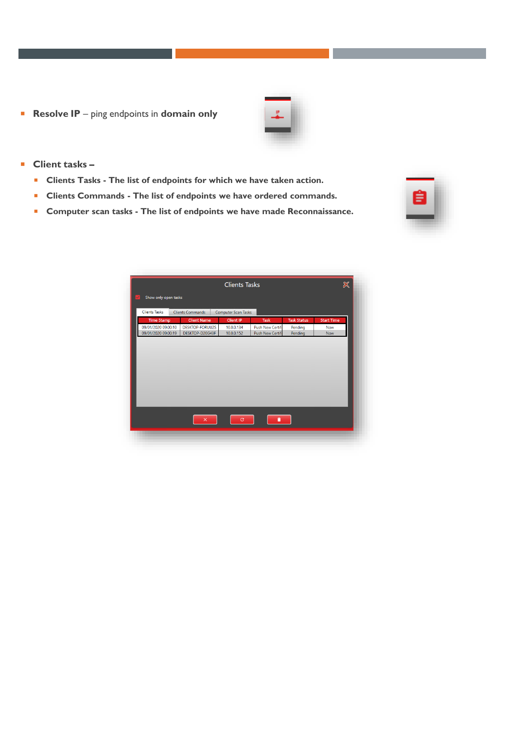- **Resolve IP** – ping endpoints in **domain only**

- **Client tasks –**
  - **Clients Tasks - The list of endpoints for which we have taken action.**
  - **Clients Commands - The list of endpoints we have ordered commands.**
  - **Computer scan tasks - The list of endpoints we have made Reconnaissance.**